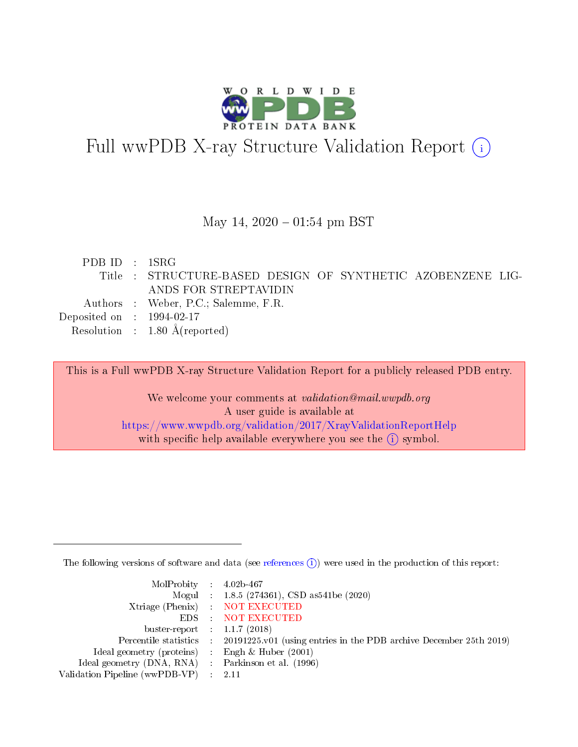# Full wwPDB X-ray Structure Validation Report

May 14, 2020 – 01:54 pm BST

| | | |
|---|---|---|
| PDB ID | : | 1SRG |
| Title | : | STRUCTURE-BASED DESIGN OF SYNTHETIC AZOBENZENE LIGANDS FOR STREPTAVIDIN |
| Authors | : | Weber, P.C.; Salemme, F.R. |
| Deposited on | : | 1994-02-17 |
| Resolution | : | 1.80 Å(reported) |

This is a Full wwPDB X-ray Structure Validation Report for a publicly released PDB entry.

We welcome your comments at *validation@mail.wwpdb.org*
A user guide is available at
https://www.wwpdb.org/validation/2017/XrayValidationReportHelp
with specific help available everywhere you see the (i) symbol.

---

The following versions of software and data (see references (i)) were used in the production of this report:

| | | |
|---|---|---|
| MolProbity | : | 4.02b-467 |
| Mogul | : | 1.8.5 (274361), CSD as541be (2020) |
| Xtriage (Phenix) | : | NOT EXECUTED |
| EDS | : | NOT EXECUTED |
| buster-report | : | 1.1.7 (2018) |
| Percentile statistics | : | 20191225.v01 (using entries in the PDB archive December 25th 2019) |
| Ideal geometry (proteins) | : | Engh & Huber (2001) |
| Ideal geometry (DNA, RNA) | : | Parkinson et al. (1996) |
| Validation Pipeline (wwPDB-VP) | : | 2.11 |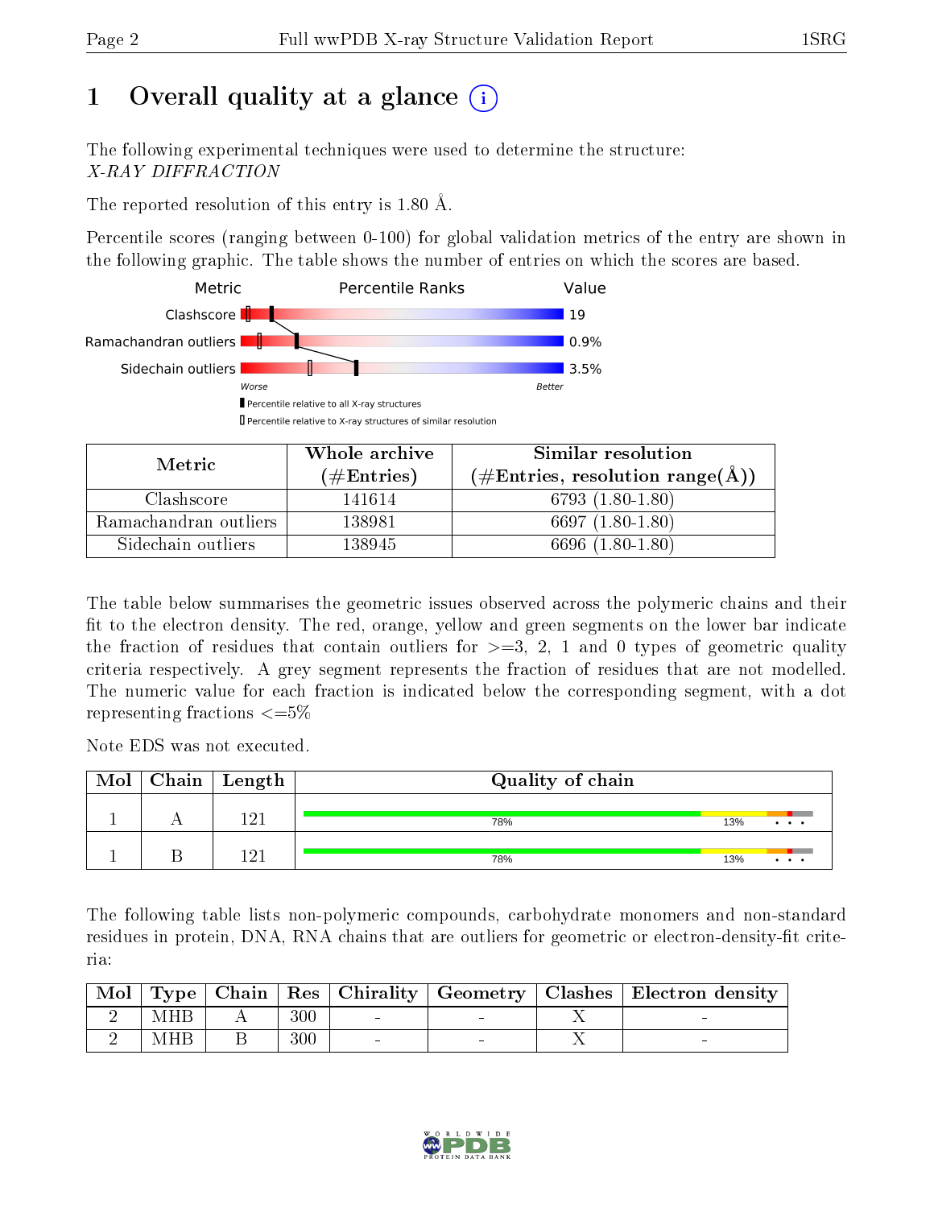# 1 Overall quality at a glance

The following experimental techniques were used to determine the structure:
*X-RAY DIFFRACTION*

The reported resolution of this entry is 1.80 Å.

Percentile scores (ranging between 0-100) for global validation metrics of the entry are shown in the following graphic. The table shows the number of entries on which the scores are based.

Metric
Percentile Ranks
Value
Clashscore
19
Ramachandran outliers
0.9%
Sidechain outliers
3.5%
Worse
Better
Percentile relative to all X-ray structures
Percentile relative to X-ray structures of similar resolution

| Metric | Whole archive (#Entries) | Similar resolution (#Entries, resolution range(Å)) |
|---|---|---|
| Clashscore | 141614 | 6793 (1.80-1.80) |
| Ramachandran outliers | 138981 | 6697 (1.80-1.80) |
| Sidechain outliers | 138945 | 6696 (1.80-1.80) |

The table below summarises the geometric issues observed across the polymeric chains and their fit to the electron density. The red, orange, yellow and green segments on the lower bar indicate the fraction of residues that contain outliers for >=3, 2, 1 and 0 types of geometric quality criteria respectively. A grey segment represents the fraction of residues that are not modelled. The numeric value for each fraction is indicated below the corresponding segment, with a dot representing fractions <=5%

Note EDS was not executed.

| Mol | Chain | Length | Quality of chain |
|---|---|---|---|
| 1 | A | 121 | 78% 13% • • • |
| 1 | B | 121 | 78% 13% • • • |

The following table lists non-polymeric compounds, carbohydrate monomers and non-standard residues in protein, DNA, RNA chains that are outliers for geometric or electron-density-fit criteria:

| Mol | Type | Chain | Res | Chirality | Geometry | Clashes | Electron density |
|---|---|---|---|---|---|---|---|
| 2 | MHB | A | 300 | - | - | X | - |
| 2 | MHB | B | 300 | - | - | X | - |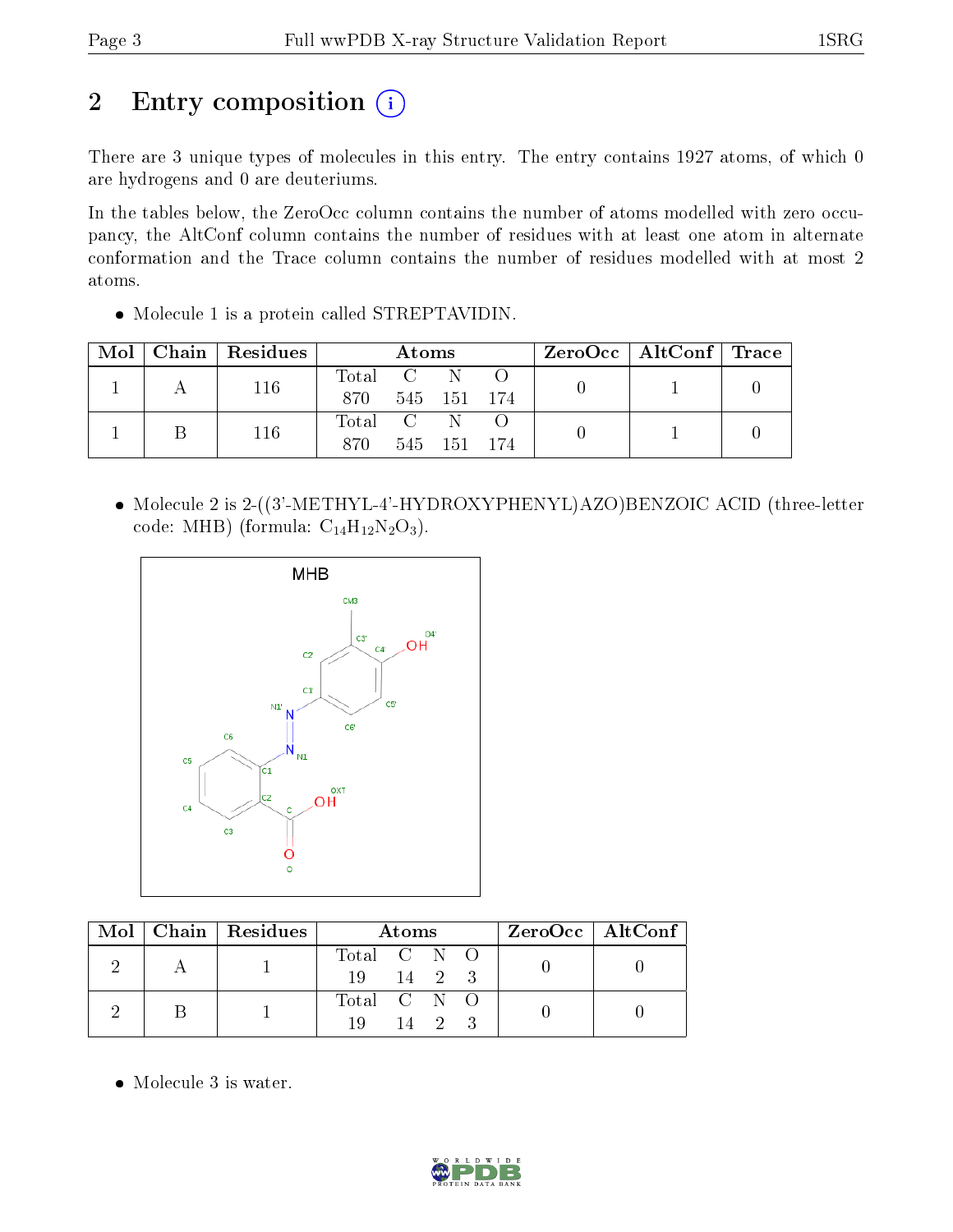# 2 Entry composition

There are 3 unique types of molecules in this entry. The entry contains 1927 atoms, of which 0 are hydrogens and 0 are deuteriums.

In the tables below, the ZeroOcc column contains the number of atoms modelled with zero occupancy, the AltConf column contains the number of residues with at least one atom in alternate conformation and the Trace column contains the number of residues modelled with at most 2 atoms.

- Molecule 1 is a protein called STREPTAVIDIN.

| Mol | Chain | Residues | Atoms | | | | ZeroOcc | AltConf | Trace |
|---|---|---|---|---|---|---|---|---|---|
| 1 | A | 116 | Total 870 | C 545 | N 151 | O 174 | 0 | 1 | 0 |
| 1 | B | 116 | Total 870 | C 545 | N 151 | O 174 | 0 | 1 | 0 |

- Molecule 2 is 2-((3'-METHYL-4'-HYDROXYPHENYL)AZO)BENZOIC ACID (three-letter code: MHB) (formula: $C_{14}H_{12}N_2O_3$).

MHB

CM3
C3'
O4'
OH
C4'
C2'
C1'
N1'
C5'
C6'
C6
N1
C5
C1
OXT
OH
C2
C4
C
C3
O
O

| Mol | Chain | Residues | Atoms | | | | ZeroOcc | AltConf |
|---|---|---|---|---|---|---|---|---|
| 2 | A | 1 | Total 19 | C 14 | N 2 | O 3 | 0 | 0 |
| 2 | B | 1 | Total 19 | C 14 | N 2 | O 3 | 0 | 0 |

- Molecule 3 is water.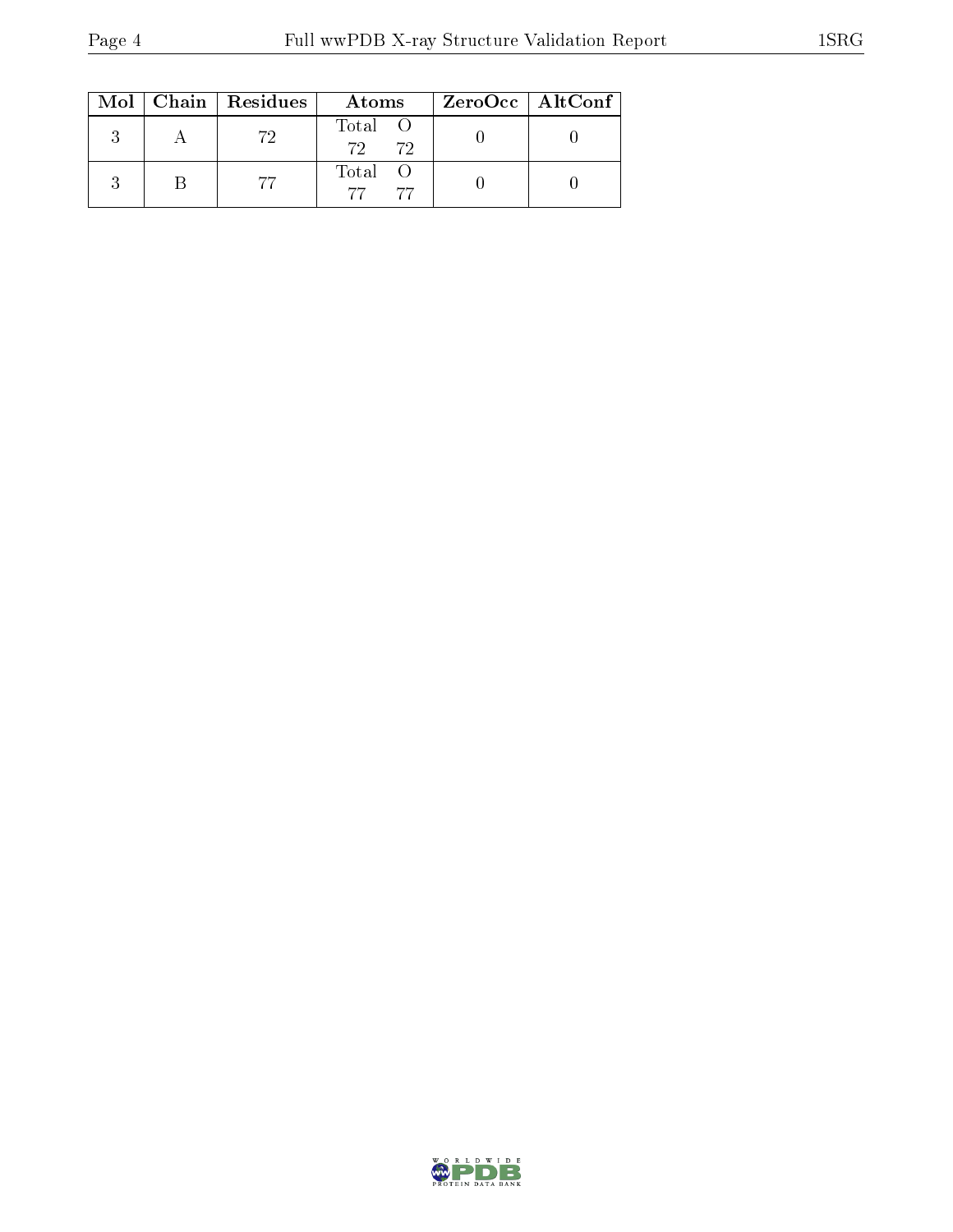| Mol | Chain | Residues | Atoms | | ZeroOcc | AltConf |
|---|---|---|---|---|---|---|
| 3 | A | 72 | Total<br>72 | O<br>72 | 0 | 0 |
| 3 | B | 77 | Total<br>77 | O<br>77 | 0 | 0 |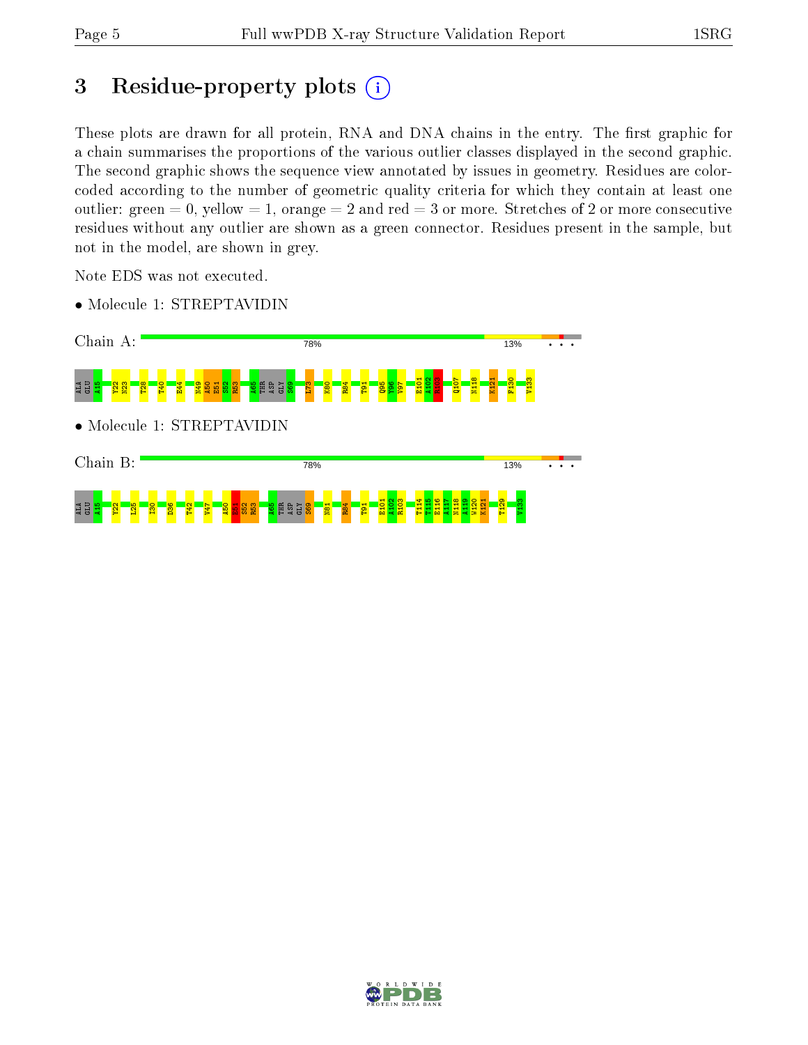# 3 Residue-property plots

These plots are drawn for all protein, RNA and DNA chains in the entry. The first graphic for a chain summarises the proportions of the various outlier classes displayed in the second graphic. The second graphic shows the sequence view annotated by issues in geometry. Residues are color-coded according to the number of geometric quality criteria for which they contain at least one outlier: green = 0, yellow = 1, orange = 2 and red = 3 or more. Stretches of 2 or more consecutive residues without any outlier are shown as a green connector. Residues present in the sample, but not in the model, are shown in grey.

Note EDS was not executed.

- Molecule 1: STREPTAVIDIN

Chain A:

78%

13%

ALA GLU A15 Y22 N23 T28 T40 E44 N49 A50 E51 S52 R53 A65 THR ASP GLY S69 L73 K80 R84 T91 Q95 Y96 V97 E101 A102 R103 Q107 N118 K121 F130 V133

- Molecule 1: STREPTAVIDIN

Chain B:

78%

13%

ALA GLU A15 Y22 L25 I30 D36 T42 V47 A50 E51 S52 R53 A65 THR ASP GLY S69 N81 R84 T91 E101 A102 R103 T114 T115 E116 A117 N118 A119 W120 K121 T129 V133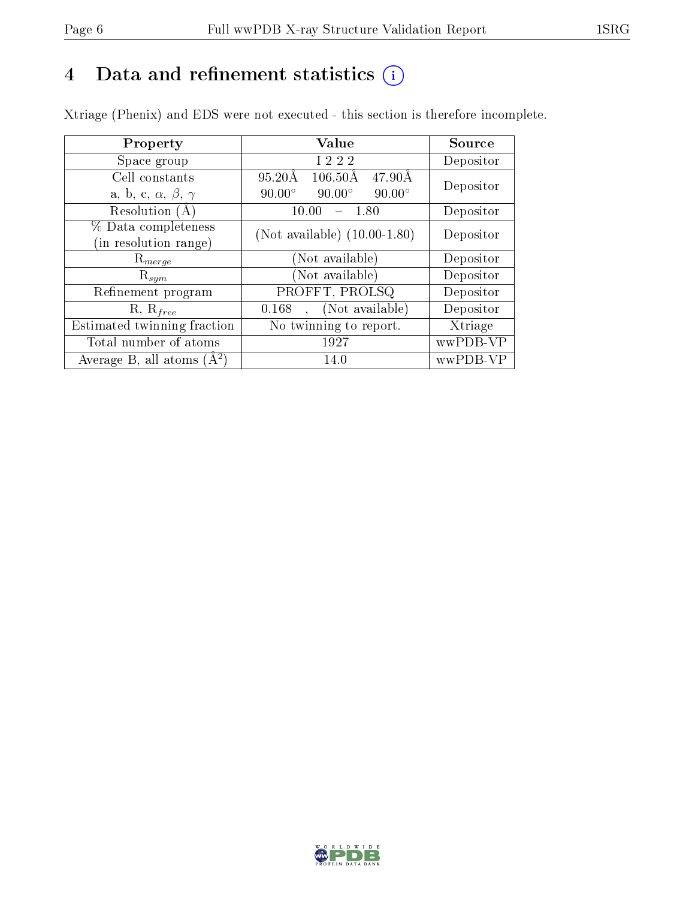# 4 Data and refinement statistics (i)

Xtriage (Phenix) and EDS were not executed - this section is therefore incomplete.

| Property | Value | Source |
|---|---|---|
| Space group | I 2 2 2 | Depositor |
| Cell constants<br>a, b, c, $\alpha$, $\beta$, $\gamma$ | 95.20Å 106.50Å 47.90Å<br>90.00° 90.00° 90.00° | Depositor |
| Resolution (Å) | 10.00 – 1.80 | Depositor |
| % Data completeness<br>(in resolution range) | (Not available) (10.00-1.80) | Depositor |
| $R_{merge}$ | (Not available) | Depositor |
| $R_{sym}$ | (Not available) | Depositor |
| Refinement program | PROFFT, PROLSQ | Depositor |
| R, $R_{free}$ | 0.168 , (Not available) | Depositor |
| Estimated twinning fraction | No twinning to report. | Xtriage |
| Total number of atoms | 1927 | wwPDB-VP |
| Average B, all atoms (Å$^2$) | 14.0 | wwPDB-VP |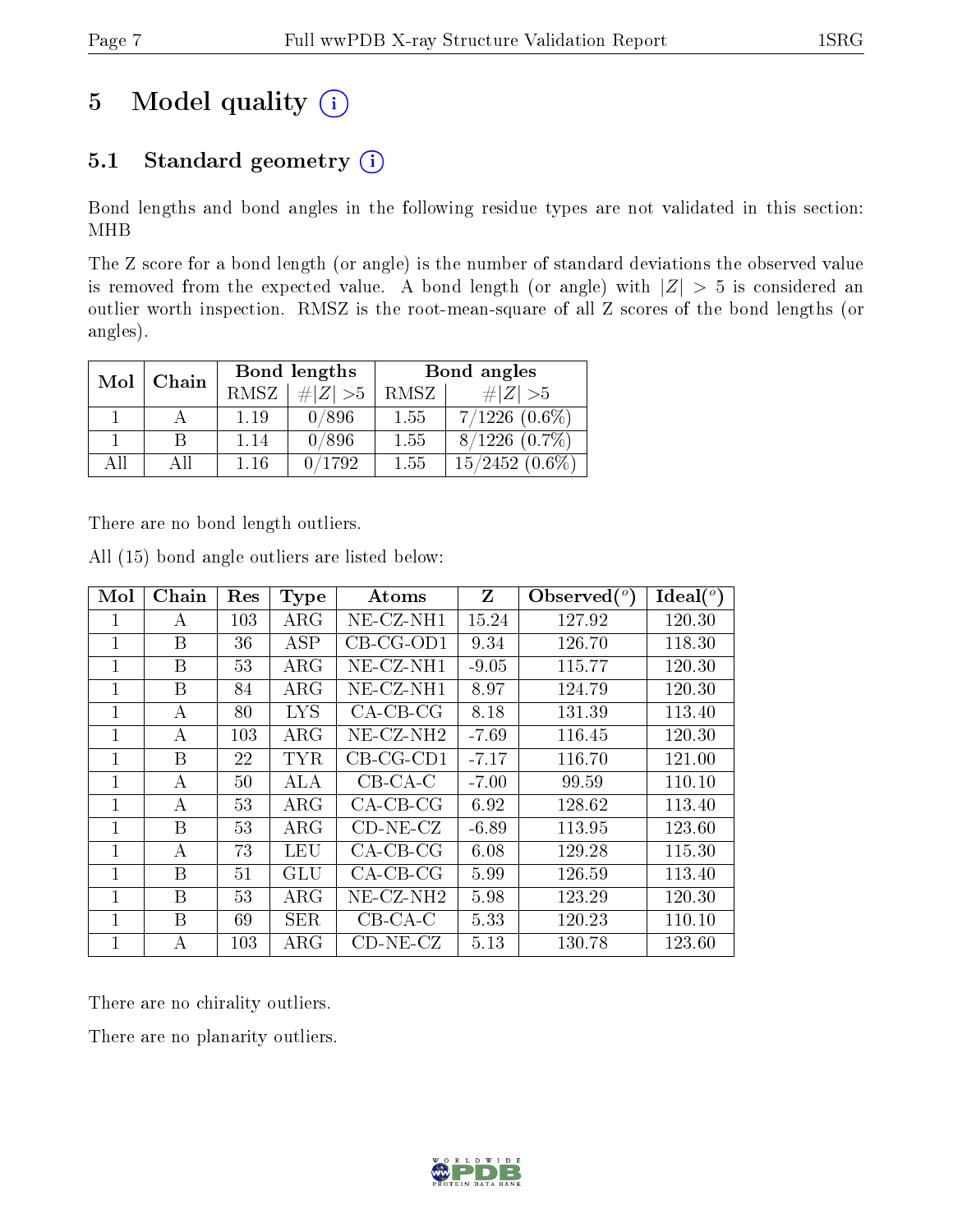# 5 Model quality (i)

## 5.1 Standard geometry (i)

Bond lengths and bond angles in the following residue types are not validated in this section: MHB

The Z score for a bond length (or angle) is the number of standard deviations the observed value is removed from the expected value. A bond length (or angle) with $|Z| > 5$ is considered an outlier worth inspection. RMSZ is the root-mean-square of all Z scores of the bond lengths (or angles).

| Mol | Chain | Bond lengths | | Bond angles | |
|---|---|---|---|---|---|
| | | RMSZ | $\#|Z|>5$ | RMSZ | $\#|Z|>5$ |
| 1 | A | 1.19 | 0/896 | 1.55 | 7/1226 (0.6%) |
| 1 | B | 1.14 | 0/896 | 1.55 | 8/1226 (0.7%) |
| All | All | 1.16 | 0/1792 | 1.55 | 15/2452 (0.6%) |

There are no bond length outliers.

All (15) bond angle outliers are listed below:

| Mol | Chain | Res | Type | Atoms | Z | Observed($^o$) | Ideal($^o$) |
|---|---|---|---|---|---|---|---|
| 1 | A | 103 | ARG | NE-CZ-NH1 | 15.24 | 127.92 | 120.30 |
| 1 | B | 36 | ASP | CB-CG-OD1 | 9.34 | 126.70 | 118.30 |
| 1 | B | 53 | ARG | NE-CZ-NH1 | -9.05 | 115.77 | 120.30 |
| 1 | B | 84 | ARG | NE-CZ-NH1 | 8.97 | 124.79 | 120.30 |
| 1 | A | 80 | LYS | CA-CB-CG | 8.18 | 131.39 | 113.40 |
| 1 | A | 103 | ARG | NE-CZ-NH2 | -7.69 | 116.45 | 120.30 |
| 1 | B | 22 | TYR | CB-CG-CD1 | -7.17 | 116.70 | 121.00 |
| 1 | A | 50 | ALA | CB-CA-C | -7.00 | 99.59 | 110.10 |
| 1 | A | 53 | ARG | CA-CB-CG | 6.92 | 128.62 | 113.40 |
| 1 | B | 53 | ARG | CD-NE-CZ | -6.89 | 113.95 | 123.60 |
| 1 | A | 73 | LEU | CA-CB-CG | 6.08 | 129.28 | 115.30 |
| 1 | B | 51 | GLU | CA-CB-CG | 5.99 | 126.59 | 113.40 |
| 1 | B | 53 | ARG | NE-CZ-NH2 | 5.98 | 123.29 | 120.30 |
| 1 | B | 69 | SER | CB-CA-C | 5.33 | 120.23 | 110.10 |
| 1 | A | 103 | ARG | CD-NE-CZ | 5.13 | 130.78 | 123.60 |

There are no chirality outliers.

There are no planarity outliers.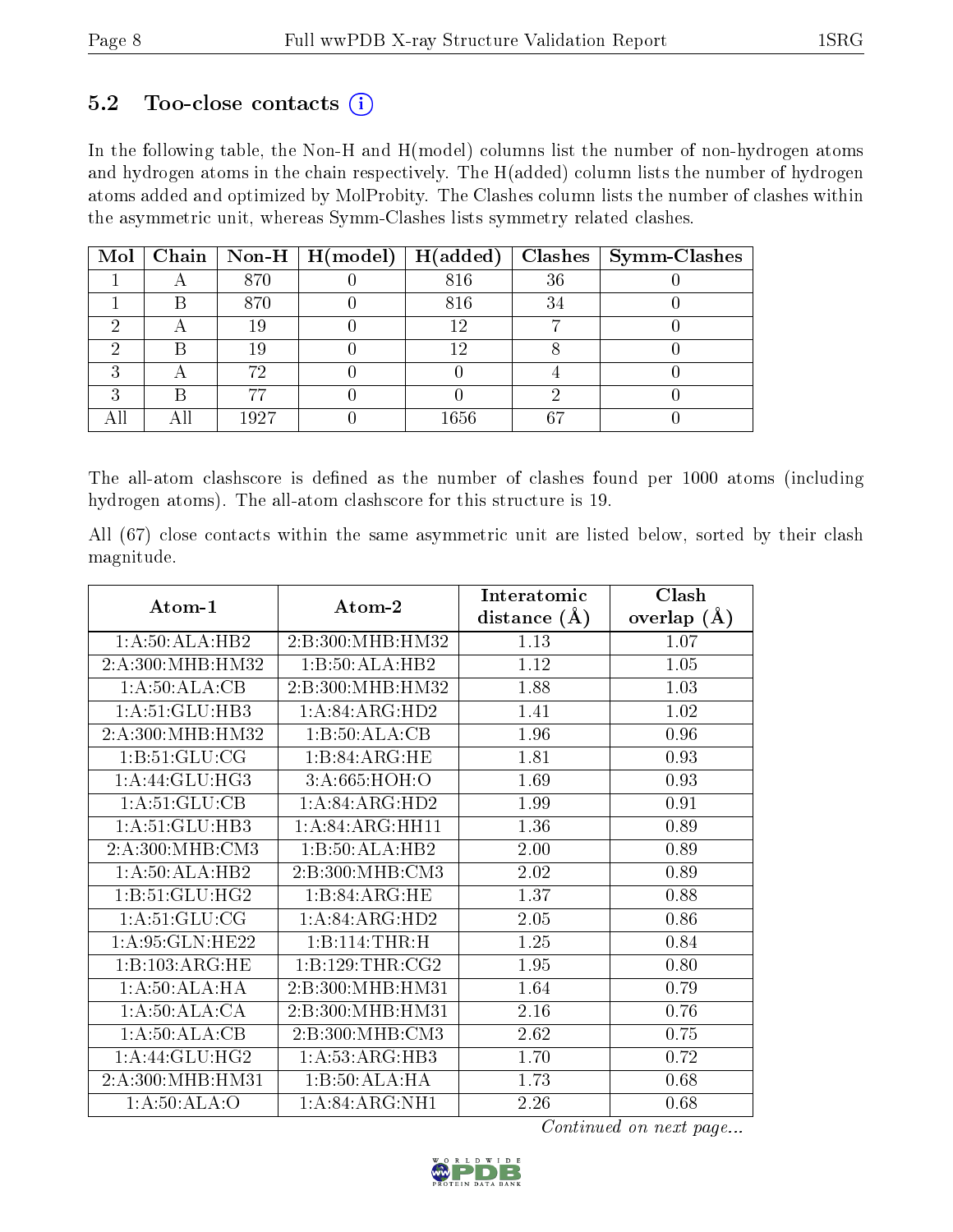### 5.2 Too-close contacts (i)

In the following table, the Non-H and H(model) columns list the number of non-hydrogen atoms and hydrogen atoms in the chain respectively. The H(added) column lists the number of hydrogen atoms added and optimized by MolProbity. The Clashes column lists the number of clashes within the asymmetric unit, whereas Symm-Clashes lists symmetry related clashes.

| Mol | Chain | Non-H | H(model) | H(added) | Clashes | Symm-Clashes |
|---|---|---|---|---|---|---|
| 1 | A | 870 | 0 | 816 | 36 | 0 |
| 1 | B | 870 | 0 | 816 | 34 | 0 |
| 2 | A | 19 | 0 | 12 | 7 | 0 |
| 2 | B | 19 | 0 | 12 | 8 | 0 |
| 3 | A | 72 | 0 | 0 | 4 | 0 |
| 3 | B | 77 | 0 | 0 | 2 | 0 |
| All | All | 1927 | 0 | 1656 | 67 | 0 |

The all-atom clashscore is defined as the number of clashes found per 1000 atoms (including hydrogen atoms). The all-atom clashscore for this structure is 19.

All (67) close contacts within the same asymmetric unit are listed below, sorted by their clash magnitude.

| Atom-1 | Atom-2 | Interatomic distance (Å) | Clash overlap (Å) |
|---|---|---|---|
| 1:A:50:ALA:HB2 | 2:B:300:MHB:HM32 | 1.13 | 1.07 |
| 2:A:300:MHB:HM32 | 1:B:50:ALA:HB2 | 1.12 | 1.05 |
| 1:A:50:ALA:CB | 2:B:300:MHB:HM32 | 1.88 | 1.03 |
| 1:A:51:GLU:HB3 | 1:A:84:ARG:HD2 | 1.41 | 1.02 |
| 2:A:300:MHB:HM32 | 1:B:50:ALA:CB | 1.96 | 0.96 |
| 1:B:51:GLU:CG | 1:B:84:ARG:HE | 1.81 | 0.93 |
| 1:A:44:GLU:HG3 | 3:A:665:HOH:O | 1.69 | 0.93 |
| 1:A:51:GLU:CB | 1:A:84:ARG:HD2 | 1.99 | 0.91 |
| 1:A:51:GLU:HB3 | 1:A:84:ARG:HH11 | 1.36 | 0.89 |
| 2:A:300:MHB:CM3 | 1:B:50:ALA:HB2 | 2.00 | 0.89 |
| 1:A:50:ALA:HB2 | 2:B:300:MHB:CM3 | 2.02 | 0.89 |
| 1:B:51:GLU:HG2 | 1:B:84:ARG:HE | 1.37 | 0.88 |
| 1:A:51:GLU:CG | 1:A:84:ARG:HD2 | 2.05 | 0.86 |
| 1:A:95:GLN:HE22 | 1:B:114:THR:H | 1.25 | 0.84 |
| 1:B:103:ARG:HE | 1:B:129:THR:CG2 | 1.95 | 0.80 |
| 1:A:50:ALA:HA | 2:B:300:MHB:HM31 | 1.64 | 0.79 |
| 1:A:50:ALA:CA | 2:B:300:MHB:HM31 | 2.16 | 0.76 |
| 1:A:50:ALA:CB | 2:B:300:MHB:CM3 | 2.62 | 0.75 |
| 1:A:44:GLU:HG2 | 1:A:53:ARG:HB3 | 1.70 | 0.72 |
| 2:A:300:MHB:HM31 | 1:B:50:ALA:HA | 1.73 | 0.68 |
| 1:A:50:ALA:O | 1:A:84:ARG:NH1 | 2.26 | 0.68 |

*Continued on next page...*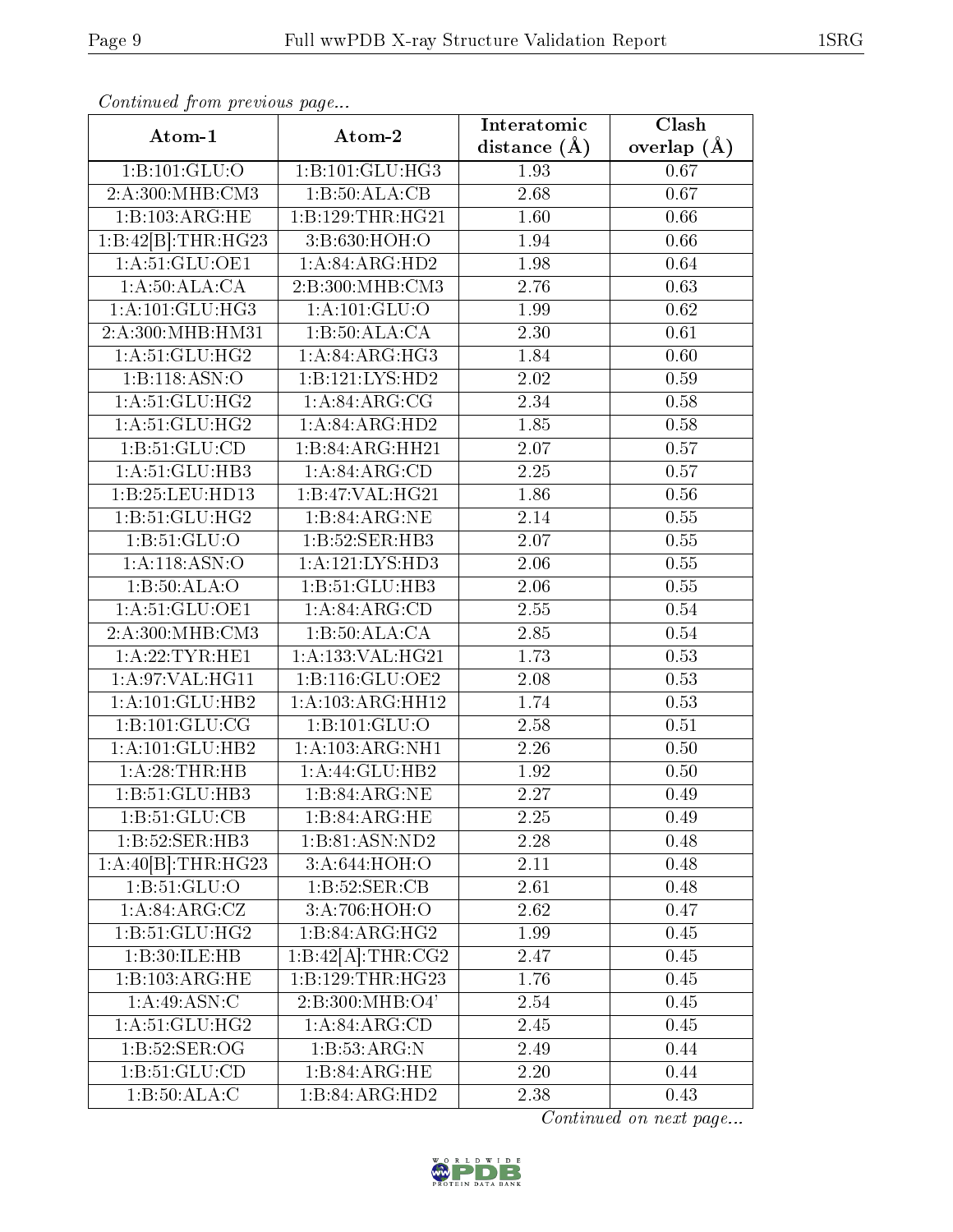*Continued from previous page...*

| Atom-1 | Atom-2 | Interatomic distance (Å) | Clash overlap (Å) |
|---|---|---|---|
| 1:B:101:GLU:O | 1:B:101:GLU:HG3 | 1.93 | 0.67 |
| 2:A:300:MHB:CM3 | 1:B:50:ALA:CB | 2.68 | 0.67 |
| 1:B:103:ARG:HE | 1:B:129:THR:HG21 | 1.60 | 0.66 |
| 1:B:42[B]:THR:HG23 | 3:B:630:HOH:O | 1.94 | 0.66 |
| 1:A:51:GLU:OE1 | 1:A:84:ARG:HD2 | 1.98 | 0.64 |
| 1:A:50:ALA:CA | 2:B:300:MHB:CM3 | 2.76 | 0.63 |
| 1:A:101:GLU:HG3 | 1:A:101:GLU:O | 1.99 | 0.62 |
| 2:A:300:MHB:HM31 | 1:B:50:ALA:CA | 2.30 | 0.61 |
| 1:A:51:GLU:HG2 | 1:A:84:ARG:HG3 | 1.84 | 0.60 |
| 1:B:118:ASN:O | 1:B:121:LYS:HD2 | 2.02 | 0.59 |
| 1:A:51:GLU:HG2 | 1:A:84:ARG:CG | 2.34 | 0.58 |
| 1:A:51:GLU:HG2 | 1:A:84:ARG:HD2 | 1.85 | 0.58 |
| 1:B:51:GLU:CD | 1:B:84:ARG:HH21 | 2.07 | 0.57 |
| 1:A:51:GLU:HB3 | 1:A:84:ARG:CD | 2.25 | 0.57 |
| 1:B:25:LEU:HD13 | 1:B:47:VAL:HG21 | 1.86 | 0.56 |
| 1:B:51:GLU:HG2 | 1:B:84:ARG:NE | 2.14 | 0.55 |
| 1:B:51:GLU:O | 1:B:52:SER:HB3 | 2.07 | 0.55 |
| 1:A:118:ASN:O | 1:A:121:LYS:HD3 | 2.06 | 0.55 |
| 1:B:50:ALA:O | 1:B:51:GLU:HB3 | 2.06 | 0.55 |
| 1:A:51:GLU:OE1 | 1:A:84:ARG:CD | 2.55 | 0.54 |
| 2:A:300:MHB:CM3 | 1:B:50:ALA:CA | 2.85 | 0.54 |
| 1:A:22:TYR:HE1 | 1:A:133:VAL:HG21 | 1.73 | 0.53 |
| 1:A:97:VAL:HG11 | 1:B:116:GLU:OE2 | 2.08 | 0.53 |
| 1:A:101:GLU:HB2 | 1:A:103:ARG:HH12 | 1.74 | 0.53 |
| 1:B:101:GLU:CG | 1:B:101:GLU:O | 2.58 | 0.51 |
| 1:A:101:GLU:HB2 | 1:A:103:ARG:NH1 | 2.26 | 0.50 |
| 1:A:28:THR:HB | 1:A:44:GLU:HB2 | 1.92 | 0.50 |
| 1:B:51:GLU:HB3 | 1:B:84:ARG:NE | 2.27 | 0.49 |
| 1:B:51:GLU:CB | 1:B:84:ARG:HE | 2.25 | 0.49 |
| 1:B:52:SER:HB3 | 1:B:81:ASN:ND2 | 2.28 | 0.48 |
| 1:A:40[B]:THR:HG23 | 3:A:644:HOH:O | 2.11 | 0.48 |
| 1:B:51:GLU:O | 1:B:52:SER:CB | 2.61 | 0.48 |
| 1:A:84:ARG:CZ | 3:A:706:HOH:O | 2.62 | 0.47 |
| 1:B:51:GLU:HG2 | 1:B:84:ARG:HG2 | 1.99 | 0.45 |
| 1:B:30:ILE:HB | 1:B:42[A]:THR:CG2 | 2.47 | 0.45 |
| 1:B:103:ARG:HE | 1:B:129:THR:HG23 | 1.76 | 0.45 |
| 1:A:49:ASN:C | 2:B:300:MHB:O4' | 2.54 | 0.45 |
| 1:A:51:GLU:HG2 | 1:A:84:ARG:CD | 2.45 | 0.45 |
| 1:B:52:SER:OG | 1:B:53:ARG:N | 2.49 | 0.44 |
| 1:B:51:GLU:CD | 1:B:84:ARG:HE | 2.20 | 0.44 |
| 1:B:50:ALA:C | 1:B:84:ARG:HD2 | 2.38 | 0.43 |

*Continued on next page...*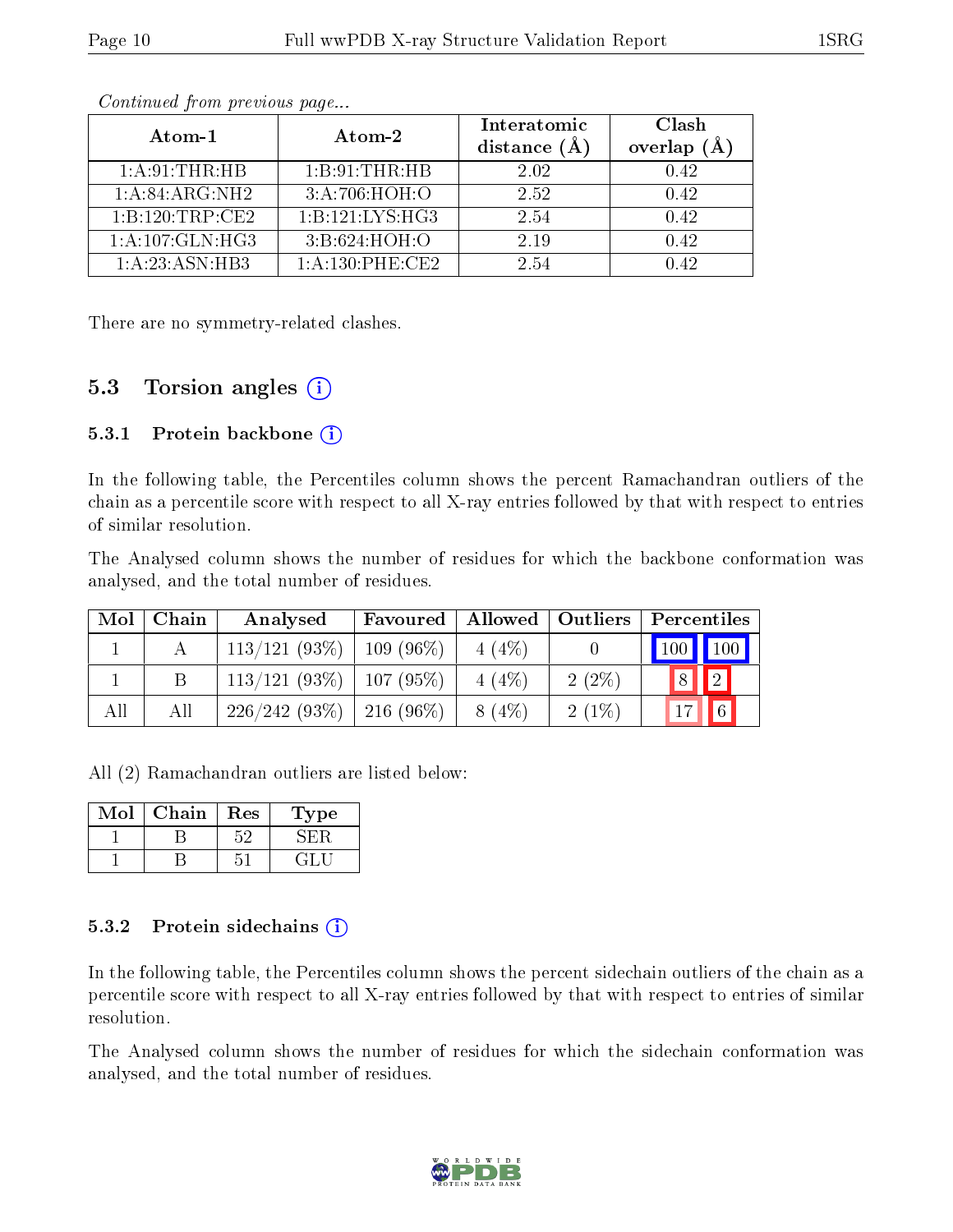*Continued from previous page...*

| Atom-1 | Atom-2 | Interatomic distance (Å) | Clash overlap (Å) |
|---|---|---|---|
| 1:A:91:THR:HB | 1:B:91:THR:HB | 2.02 | 0.42 |
| 1:A:84:ARG:NH2 | 3:A:706:HOH:O | 2.52 | 0.42 |
| 1:B:120:TRP:CE2 | 1:B:121:LYS:HG3 | 2.54 | 0.42 |
| 1:A:107:GLN:HG3 | 3:B:624:HOH:O | 2.19 | 0.42 |
| 1:A:23:ASN:HB3 | 1:A:130:PHE:CE2 | 2.54 | 0.42 |

There are no symmetry-related clashes.

## 5.3 Torsion angles

### 5.3.1 Protein backbone

In the following table, the Percentiles column shows the percent Ramachandran outliers of the chain as a percentile score with respect to all X-ray entries followed by that with respect to entries of similar resolution.

The Analysed column shows the number of residues for which the backbone conformation was analysed, and the total number of residues.

| Mol | Chain | Analysed | Favoured | Allowed | Outliers | Percentiles | |
|---|---|---|---|---|---|---|---|
| 1 | A | 113/121 (93%) | 109 (96%) | 4 (4%) | 0 | 100 | 100 |
| 1 | B | 113/121 (93%) | 107 (95%) | 4 (4%) | 2 (2%) | 8 | 2 |
| All | All | 226/242 (93%) | 216 (96%) | 8 (4%) | 2 (1%) | 17 | 6 |

All (2) Ramachandran outliers are listed below:

| Mol | Chain | Res | Type |
|---|---|---|---|
| 1 | B | 52 | SER |
| 1 | B | 51 | GLU |

### 5.3.2 Protein sidechains

In the following table, the Percentiles column shows the percent sidechain outliers of the chain as a percentile score with respect to all X-ray entries followed by that with respect to entries of similar resolution.

The Analysed column shows the number of residues for which the sidechain conformation was analysed, and the total number of residues.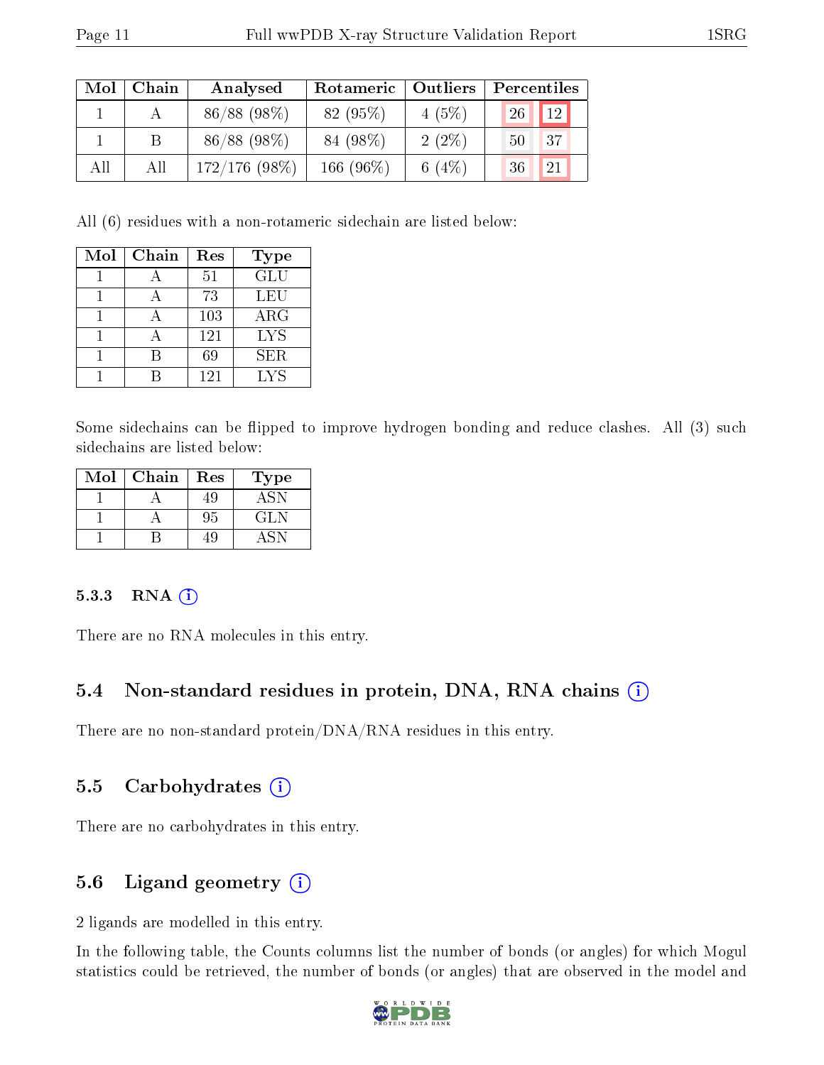| Mol | Chain | Analysed | Rotameric | Outliers | Percentiles | |
|---|---|---|---|---|---|---|
| 1 | A | 86/88 (98%) | 82 (95%) | 4 (5%) | 26 | 12 |
| 1 | B | 86/88 (98%) | 84 (98%) | 2 (2%) | 50 | 37 |
| All | All | 172/176 (98%) | 166 (96%) | 6 (4%) | 36 | 21 |

All (6) residues with a non-rotameric sidechain are listed below:

| Mol | Chain | Res | Type |
|---|---|---|---|
| 1 | A | 51 | GLU |
| 1 | A | 73 | LEU |
| 1 | A | 103 | ARG |
| 1 | A | 121 | LYS |
| 1 | B | 69 | SER |
| 1 | B | 121 | LYS |

Some sidechains can be flipped to improve hydrogen bonding and reduce clashes. All (3) such sidechains are listed below:

| Mol | Chain | Res | Type |
|---|---|---|---|
| 1 | A | 49 | ASN |
| 1 | A | 95 | GLN |
| 1 | B | 49 | ASN |

#### 5.3.3 RNA (i)

There are no RNA molecules in this entry.

### 5.4 Non-standard residues in protein, DNA, RNA chains (i)

There are no non-standard protein/DNA/RNA residues in this entry.

### 5.5 Carbohydrates (i)

There are no carbohydrates in this entry.

### 5.6 Ligand geometry (i)

2 ligands are modelled in this entry.

In the following table, the Counts columns list the number of bonds (or angles) for which Mogul statistics could be retrieved, the number of bonds (or angles) that are observed in the model and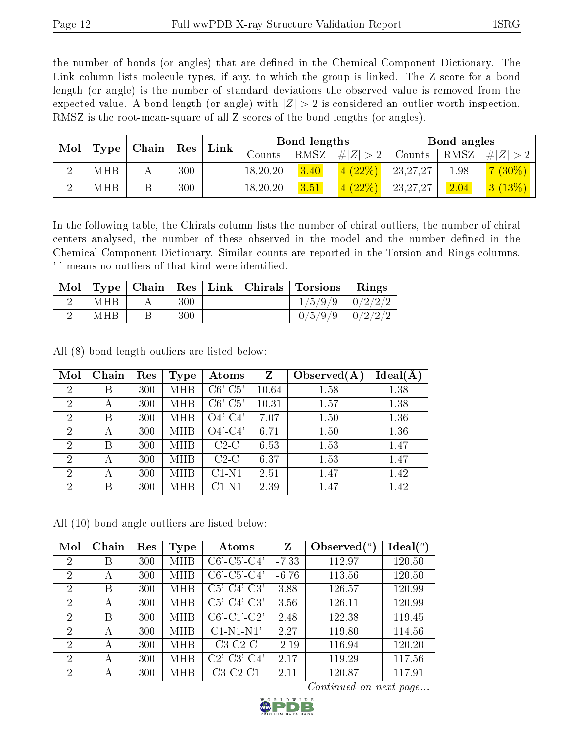the number of bonds (or angles) that are defined in the Chemical Component Dictionary. The Link column lists molecule types, if any, to which the group is linked. The Z score for a bond length (or angle) is the number of standard deviations the observed value is removed from the expected value. A bond length (or angle) with $|Z| > 2$ is considered an outlier worth inspection. RMSZ is the root-mean-square of all Z scores of the bond lengths (or angles).

| Mol | Type | Chain | Res | Link | Bond lengths | | | Bond angles | | |
|---|---|---|---|---|---|---|---|---|---|---|
| | | | | | Counts | RMSZ | $\#\|Z\| > 2$ | Counts | RMSZ | $\#\|Z\| > 2$ |
| 2 | MHB | A | 300 | - | 18,20,20 | 3.40 | 4 (22%) | 23,27,27 | 1.98 | 7 (30%) |
| 2 | MHB | B | 300 | - | 18,20,20 | 3.51 | 4 (22%) | 23,27,27 | 2.04 | 3 (13%) |

In the following table, the Chirals column lists the number of chiral outliers, the number of chiral centers analysed, the number of these observed in the model and the number defined in the Chemical Component Dictionary. Similar counts are reported in the Torsion and Rings columns. '-' means no outliers of that kind were identified.

| Mol | Type | Chain | Res | Link | Chirals | Torsions | Rings |
|---|---|---|---|---|---|---|---|
| 2 | MHB | A | 300 | - | - | 1/5/9/9 | 0/2/2/2 |
| 2 | MHB | B | 300 | - | - | 0/5/9/9 | 0/2/2/2 |

All (8) bond length outliers are listed below:

| Mol | Chain | Res | Type | Atoms | Z | Observed(Å) | Ideal(Å) |
|---|---|---|---|---|---|---|---|
| 2 | B | 300 | MHB | C6'-C5' | 10.64 | 1.58 | 1.38 |
| 2 | A | 300 | MHB | C6'-C5' | 10.31 | 1.57 | 1.38 |
| 2 | B | 300 | MHB | O4'-C4' | 7.07 | 1.50 | 1.36 |
| 2 | A | 300 | MHB | O4'-C4' | 6.71 | 1.50 | 1.36 |
| 2 | B | 300 | MHB | C2-C | 6.53 | 1.53 | 1.47 |
| 2 | A | 300 | MHB | C2-C | 6.37 | 1.53 | 1.47 |
| 2 | A | 300 | MHB | C1-N1 | 2.51 | 1.47 | 1.42 |
| 2 | B | 300 | MHB | C1-N1 | 2.39 | 1.47 | 1.42 |

All (10) bond angle outliers are listed below:

| Mol | Chain | Res | Type | Atoms | Z | Observed($^o$) | Ideal($^o$) |
|---|---|---|---|---|---|---|---|
| 2 | B | 300 | MHB | C6'-C5'-C4' | -7.33 | 112.97 | 120.50 |
| 2 | A | 300 | MHB | C6'-C5'-C4' | -6.76 | 113.56 | 120.50 |
| 2 | B | 300 | MHB | C5'-C4'-C3' | 3.88 | 126.57 | 120.99 |
| 2 | A | 300 | MHB | C5'-C4'-C3' | 3.56 | 126.11 | 120.99 |
| 2 | B | 300 | MHB | C6'-C1'-C2' | 2.48 | 122.38 | 119.45 |
| 2 | A | 300 | MHB | C1-N1-N1' | 2.27 | 119.80 | 114.56 |
| 2 | A | 300 | MHB | C3-C2-C | -2.19 | 116.94 | 120.20 |
| 2 | A | 300 | MHB | C2'-C3'-C4' | 2.17 | 119.29 | 117.56 |
| 2 | A | 300 | MHB | C3-C2-C1 | 2.11 | 120.87 | 117.91 |

*Continued on next page...*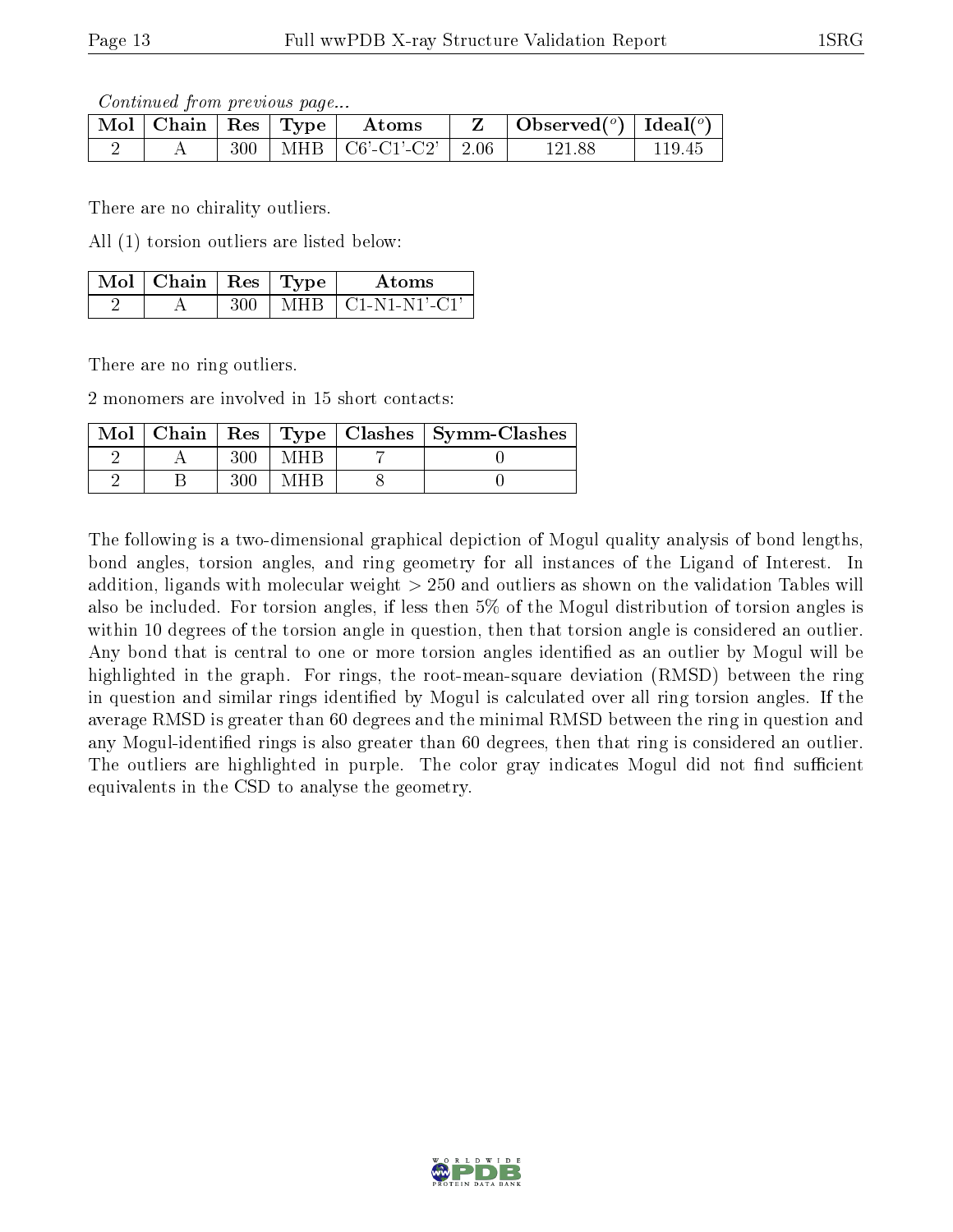*Continued from previous page...*

| Mol | Chain | Res | Type | Atoms | Z | Observed(°) | Ideal(°) |
|---|---|---|---|---|---|---|---|
| 2 | A | 300 | MHB | C6'-C1'-C2' | 2.06 | 121.88 | 119.45 |

There are no chirality outliers.

All (1) torsion outliers are listed below:

| Mol | Chain | Res | Type | Atoms |
|---|---|---|---|---|
| 2 | A | 300 | MHB | C1-N1-N1'-C1' |

There are no ring outliers.

2 monomers are involved in 15 short contacts:

| Mol | Chain | Res | Type | Clashes | Symm-Clashes |
|---|---|---|---|---|---|
| 2 | A | 300 | MHB | 7 | 0 |
| 2 | B | 300 | MHB | 8 | 0 |

The following is a two-dimensional graphical depiction of Mogul quality analysis of bond lengths, bond angles, torsion angles, and ring geometry for all instances of the Ligand of Interest. In addition, ligands with molecular weight > 250 and outliers as shown on the validation Tables will also be included. For torsion angles, if less then 5% of the Mogul distribution of torsion angles is within 10 degrees of the torsion angle in question, then that torsion angle is considered an outlier. Any bond that is central to one or more torsion angles identified as an outlier by Mogul will be highlighted in the graph. For rings, the root-mean-square deviation (RMSD) between the ring in question and similar rings identified by Mogul is calculated over all ring torsion angles. If the average RMSD is greater than 60 degrees and the minimal RMSD between the ring in question and any Mogul-identified rings is also greater than 60 degrees, then that ring is considered an outlier. The outliers are highlighted in purple. The color gray indicates Mogul did not find sufficient equivalents in the CSD to analyse the geometry.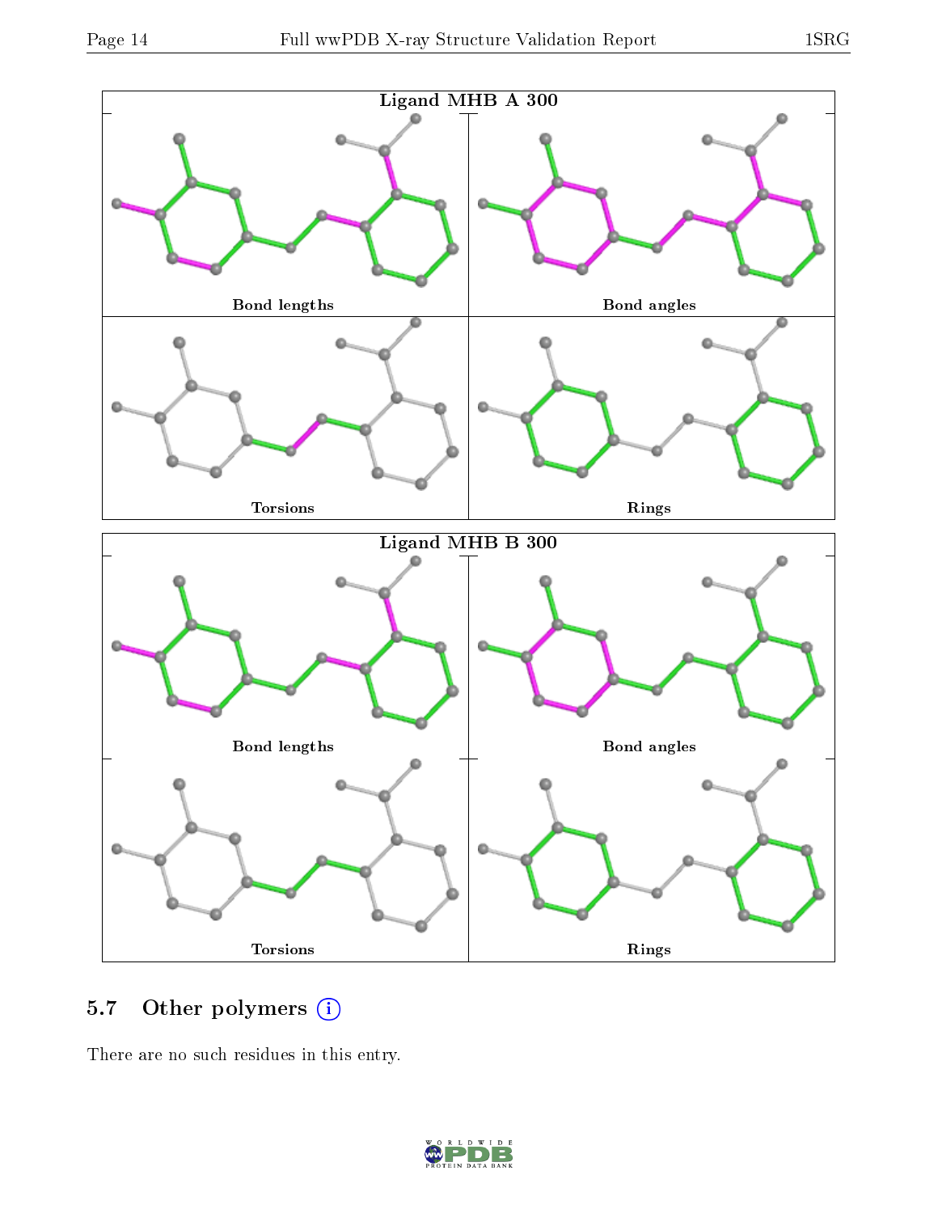Ligand MHB A 300

Bond lengths

Bond angles

Torsions

Rings

Ligand MHB B 300

Bond lengths

Bond angles

Torsions

Rings

## 5.7 Other polymers

There are no such residues in this entry.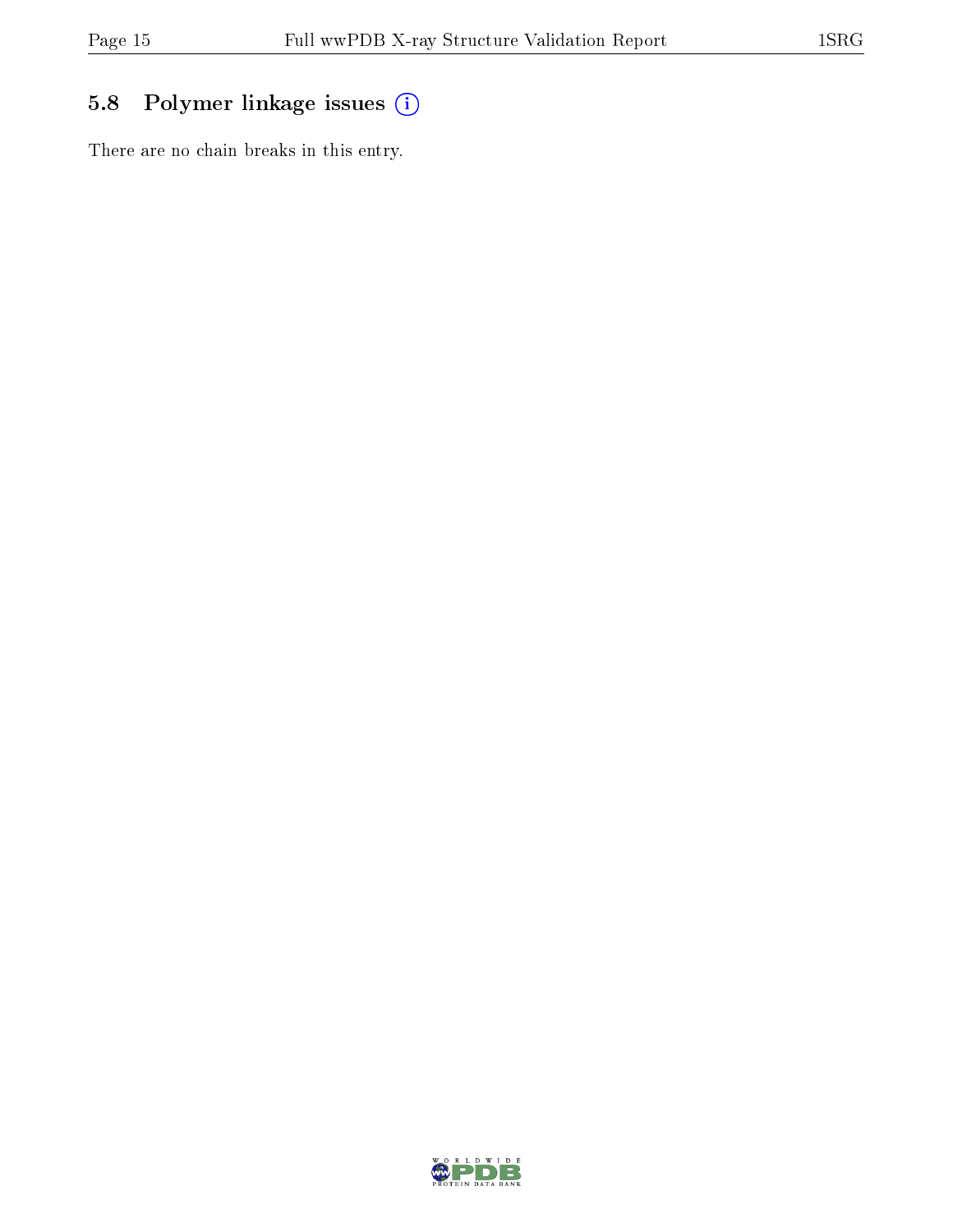## 5.8 Polymer linkage issues

There are no chain breaks in this entry.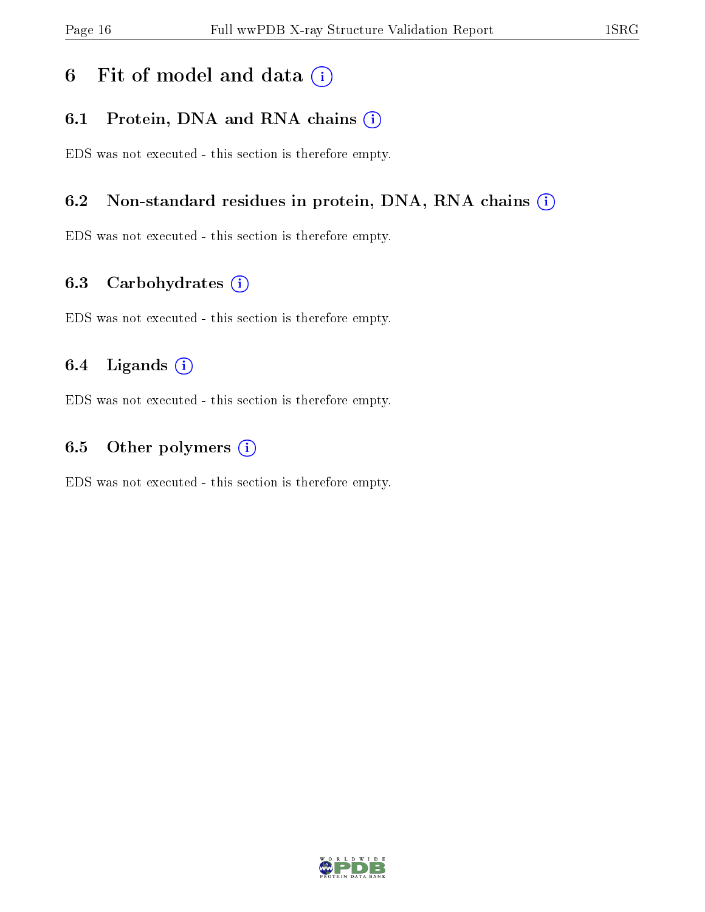# 6 Fit of model and data

## 6.1 Protein, DNA and RNA chains

EDS was not executed - this section is therefore empty.

## 6.2 Non-standard residues in protein, DNA, RNA chains

EDS was not executed - this section is therefore empty.

## 6.3 Carbohydrates

EDS was not executed - this section is therefore empty.

## 6.4 Ligands

EDS was not executed - this section is therefore empty.

## 6.5 Other polymers

EDS was not executed - this section is therefore empty.